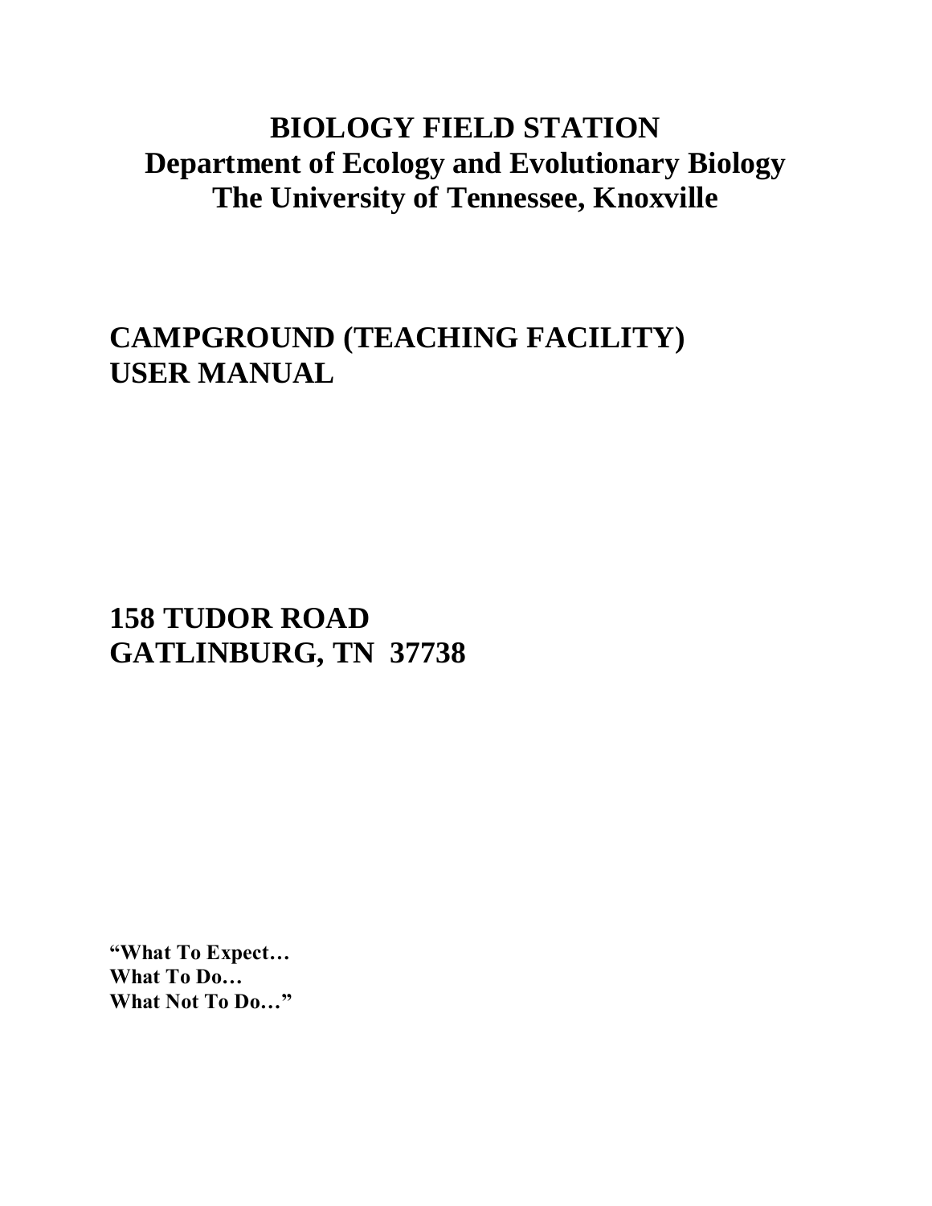# BIOLOGY FIELD STATION
## Department of Ecology and Evolutionary Biology
## The University of Tennessee, Knoxville

# CAMPGROUND (TEACHING FACILITY) USER MANUAL

## 158 TUDOR ROAD
## GATLINBURG, TN 37738

**"What To Expect…**
**What To Do…**
**What Not To Do…"**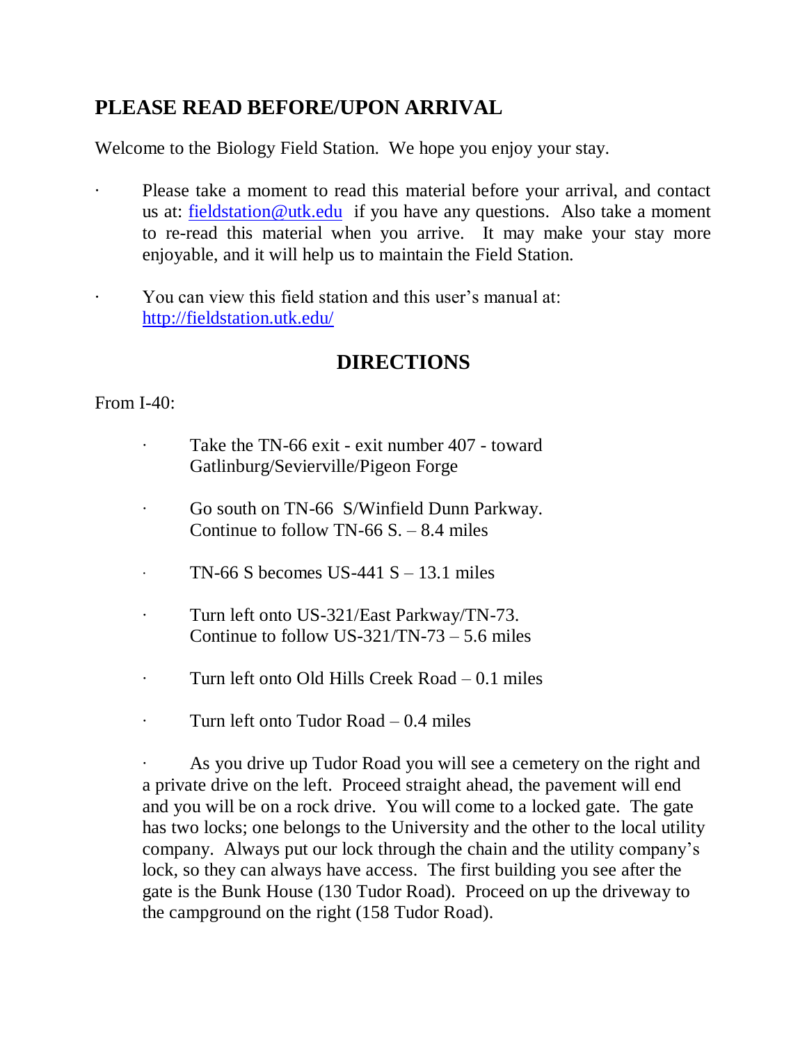## PLEASE READ BEFORE/UPON ARRIVAL

Welcome to the Biology Field Station. We hope you enjoy your stay.

- Please take a moment to read this material before your arrival, and contact us at: fieldstation@utk.edu if you have any questions. Also take a moment to re-read this material when you arrive. It may make your stay more enjoyable, and it will help us to maintain the Field Station.
- You can view this field station and this user's manual at: http://fieldstation.utk.edu/

## DIRECTIONS

From I-40:

- Take the TN-66 exit - exit number 407 - toward Gatlinburg/Sevierville/Pigeon Forge
- Go south on TN-66 S/Winfield Dunn Parkway. Continue to follow TN-66 S. – 8.4 miles
- TN-66 S becomes US-441 S – 13.1 miles
- Turn left onto US-321/East Parkway/TN-73. Continue to follow US-321/TN-73 – 5.6 miles
- Turn left onto Old Hills Creek Road – 0.1 miles
- Turn left onto Tudor Road – 0.4 miles
- As you drive up Tudor Road you will see a cemetery on the right and a private drive on the left. Proceed straight ahead, the pavement will end and you will be on a rock drive. You will come to a locked gate. The gate has two locks; one belongs to the University and the other to the local utility company. Always put our lock through the chain and the utility company's lock, so they can always have access. The first building you see after the gate is the Bunk House (130 Tudor Road). Proceed on up the driveway to the campground on the right (158 Tudor Road).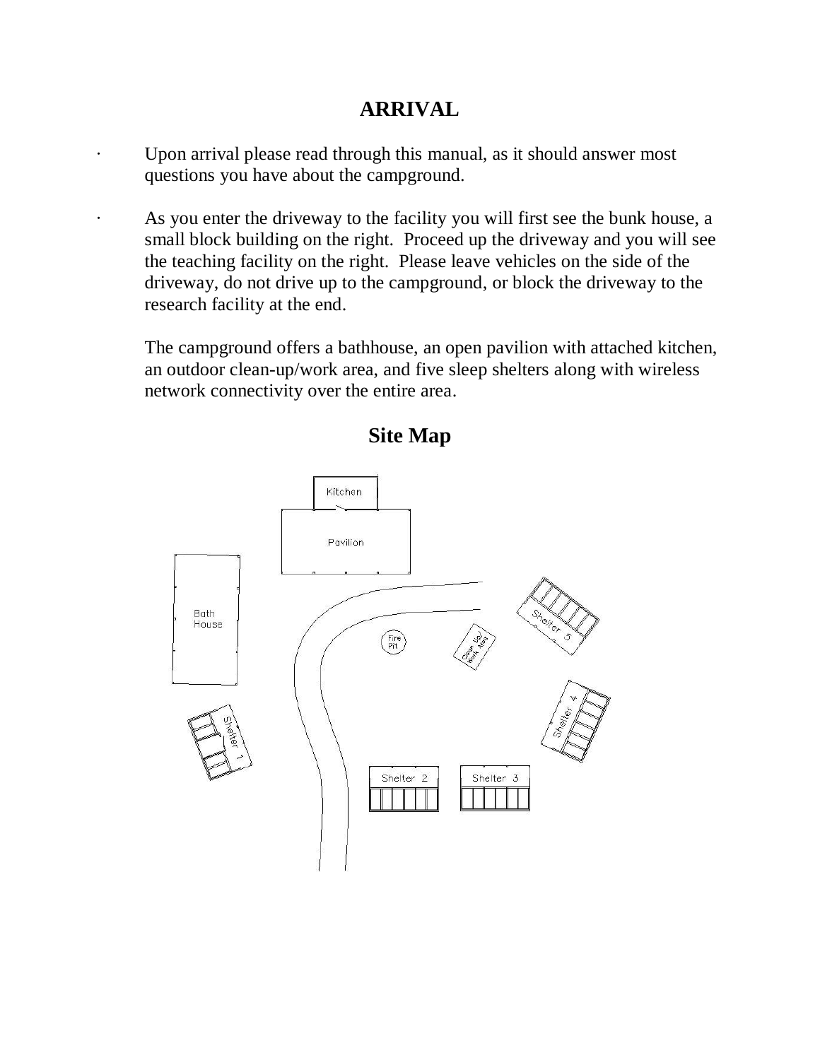# ARRIVAL

- Upon arrival please read through this manual, as it should answer most questions you have about the campground.

- As you enter the driveway to the facility you will first see the bunk house, a small block building on the right. Proceed up the driveway and you will see the teaching facility on the right. Please leave vehicles on the side of the driveway, do not drive up to the campground, or block the driveway to the research facility at the end.

  The campground offers a bathhouse, an open pavilion with attached kitchen, an outdoor clean-up/work area, and five sleep shelters along with wireless network connectivity over the entire area.

## Site Map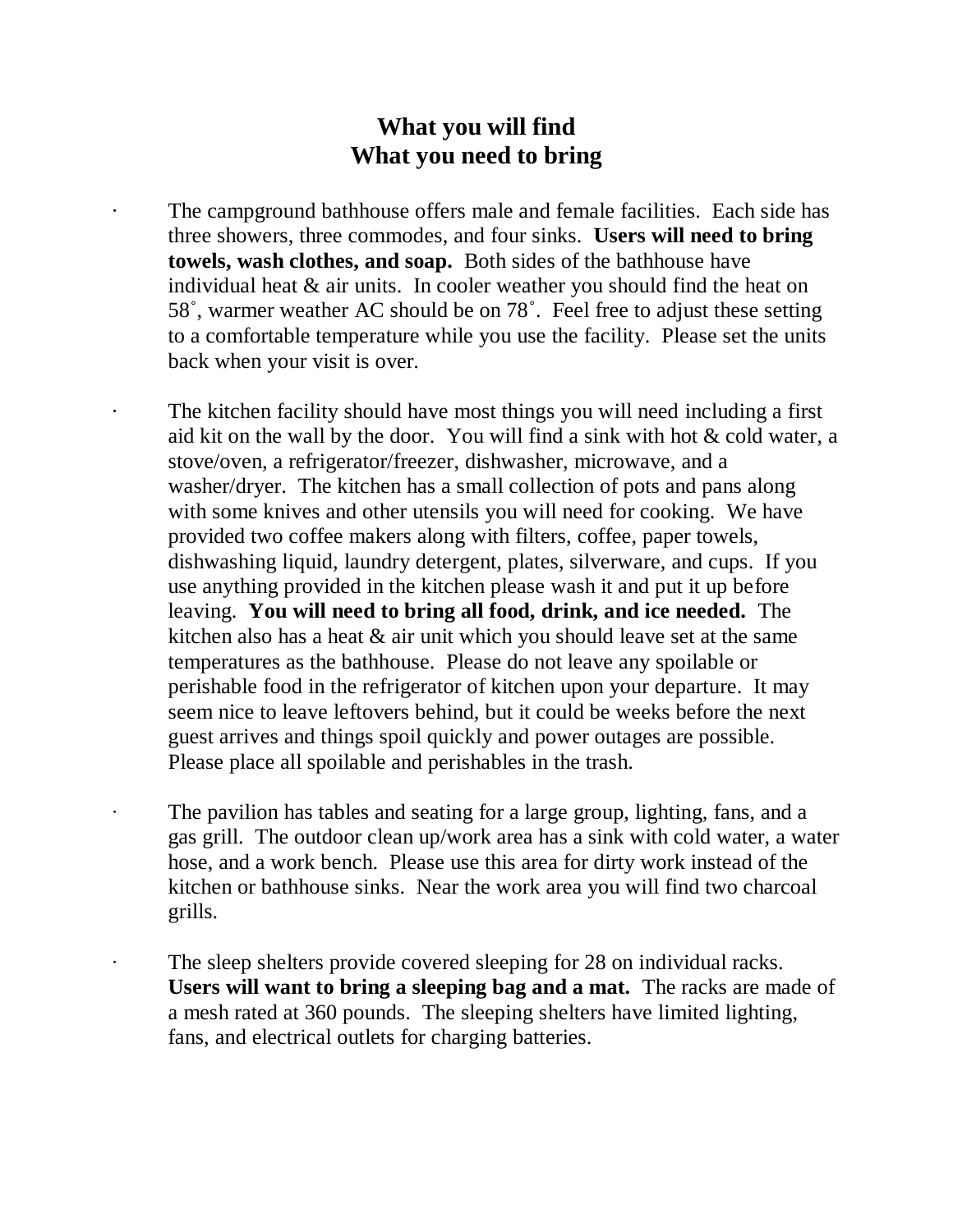# What you will find
# What you need to bring

- The campground bathhouse offers male and female facilities. Each side has three showers, three commodes, and four sinks. **Users will need to bring towels, wash clothes, and soap.** Both sides of the bathhouse have individual heat & air units. In cooler weather you should find the heat on 58˚, warmer weather AC should be on 78˚. Feel free to adjust these setting to a comfortable temperature while you use the facility. Please set the units back when your visit is over.

- The kitchen facility should have most things you will need including a first aid kit on the wall by the door. You will find a sink with hot & cold water, a stove/oven, a refrigerator/freezer, dishwasher, microwave, and a washer/dryer. The kitchen has a small collection of pots and pans along with some knives and other utensils you will need for cooking. We have provided two coffee makers along with filters, coffee, paper towels, dishwashing liquid, laundry detergent, plates, silverware, and cups. If you use anything provided in the kitchen please wash it and put it up before leaving. **You will need to bring all food, drink, and ice needed.** The kitchen also has a heat & air unit which you should leave set at the same temperatures as the bathhouse. Please do not leave any spoilable or perishable food in the refrigerator of kitchen upon your departure. It may seem nice to leave leftovers behind, but it could be weeks before the next guest arrives and things spoil quickly and power outages are possible. Please place all spoilable and perishables in the trash.

- The pavilion has tables and seating for a large group, lighting, fans, and a gas grill. The outdoor clean up/work area has a sink with cold water, a water hose, and a work bench. Please use this area for dirty work instead of the kitchen or bathhouse sinks. Near the work area you will find two charcoal grills.

- The sleep shelters provide covered sleeping for 28 on individual racks. **Users will want to bring a sleeping bag and a mat.** The racks are made of a mesh rated at 360 pounds. The sleeping shelters have limited lighting, fans, and electrical outlets for charging batteries.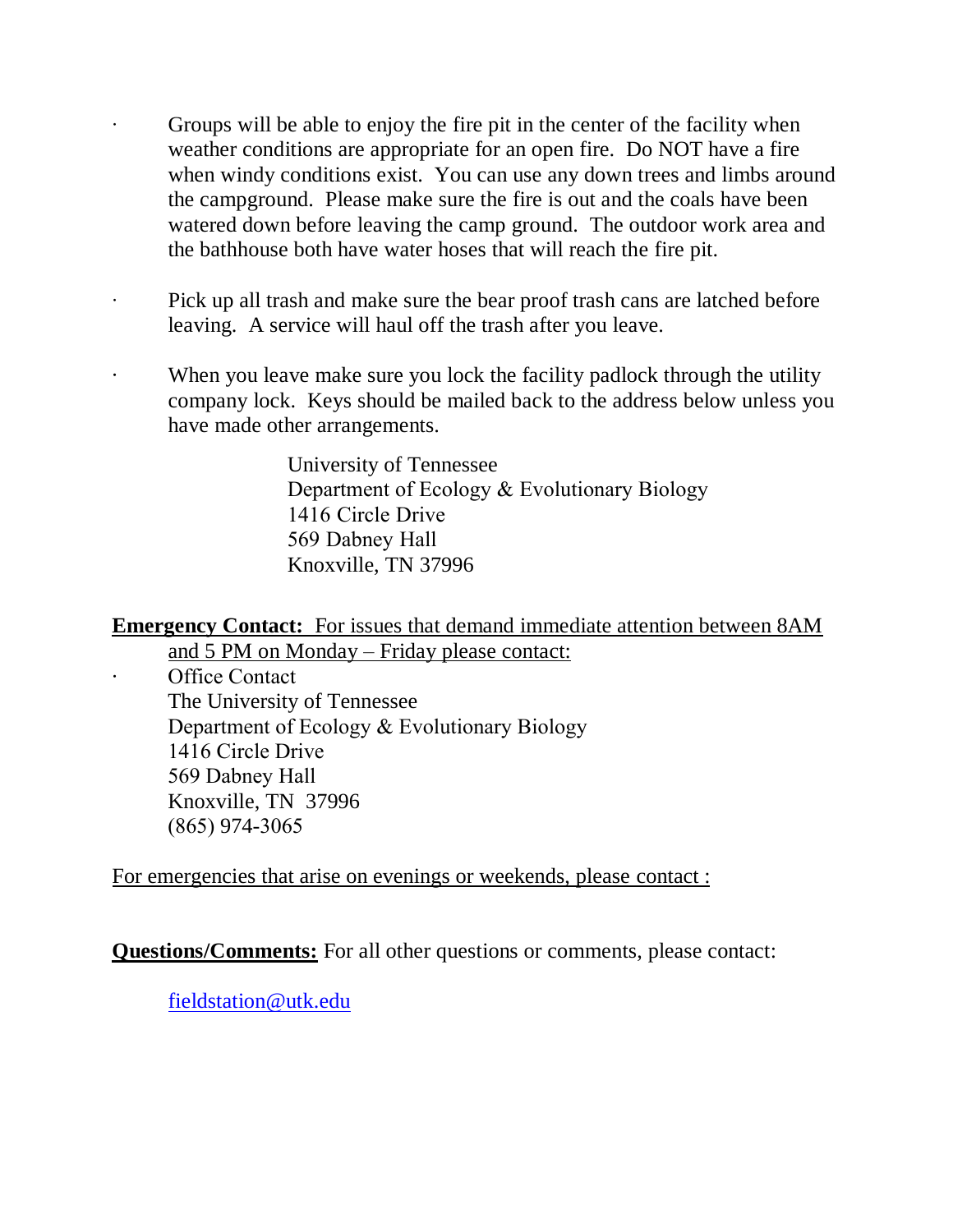- Groups will be able to enjoy the fire pit in the center of the facility when weather conditions are appropriate for an open fire. Do NOT have a fire when windy conditions exist. You can use any down trees and limbs around the campground. Please make sure the fire is out and the coals have been watered down before leaving the camp ground. The outdoor work area and the bathhouse both have water hoses that will reach the fire pit.

- Pick up all trash and make sure the bear proof trash cans are latched before leaving. A service will haul off the trash after you leave.

- When you leave make sure you lock the facility padlock through the utility company lock. Keys should be mailed back to the address below unless you have made other arrangements.

  University of Tennessee
  Department of Ecology & Evolutionary Biology
  1416 Circle Drive
  569 Dabney Hall
  Knoxville, TN 37996

<u>**Emergency Contact:**</u> <u>For issues that demand immediate attention between 8AM and 5 PM on Monday – Friday please contact:</u>

- Office Contact
  The University of Tennessee
  Department of Ecology & Evolutionary Biology
  1416 Circle Drive
  569 Dabney Hall
  Knoxville, TN 37996
  (865) 974-3065

<u>For emergencies that arise on evenings or weekends, please contact :</u>

<u>**Questions/Comments:**</u> For all other questions or comments, please contact:

fieldstation@utk.edu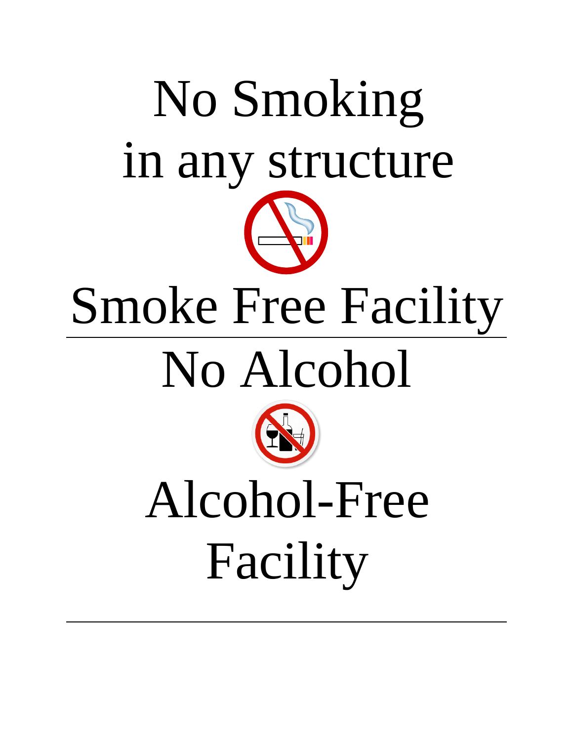# No Smoking in any structure

# Smoke Free Facility

---

# No Alcohol

# Alcohol-Free Facility

---